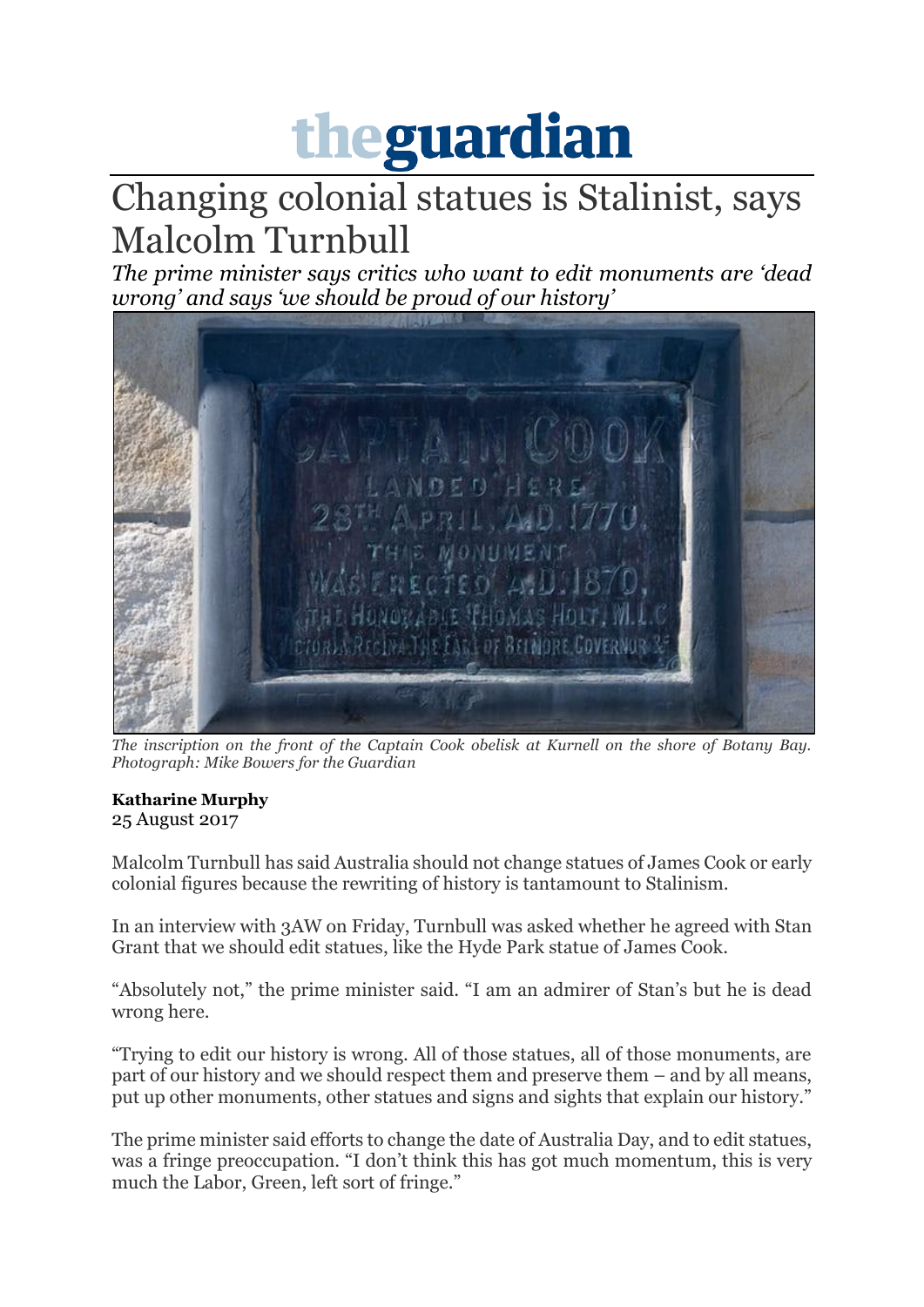# theguardian

# Changing colonial statues is Stalinist, says Malcolm Turnbull

*The prime minister says critics who want to edit monuments are 'dead wrong' and says 'we should be proud of our history'*

*The inscription on the front of the Captain Cook obelisk at Kurnell on the shore of Botany Bay. Photograph: Mike Bowers for the Guardian*

**Katharine Murphy**
25 August 2017

Malcolm Turnbull has said Australia should not change statues of James Cook or early colonial figures because the rewriting of history is tantamount to Stalinism.

In an interview with 3AW on Friday, Turnbull was asked whether he agreed with Stan Grant that we should edit statues, like the Hyde Park statue of James Cook.

"Absolutely not," the prime minister said. "I am an admirer of Stan's but he is dead wrong here.

"Trying to edit our history is wrong. All of those statues, all of those monuments, are part of our history and we should respect them and preserve them – and by all means, put up other monuments, other statues and signs and sights that explain our history."

The prime minister said efforts to change the date of Australia Day, and to edit statues, was a fringe preoccupation. "I don't think this has got much momentum, this is very much the Labor, Green, left sort of fringe."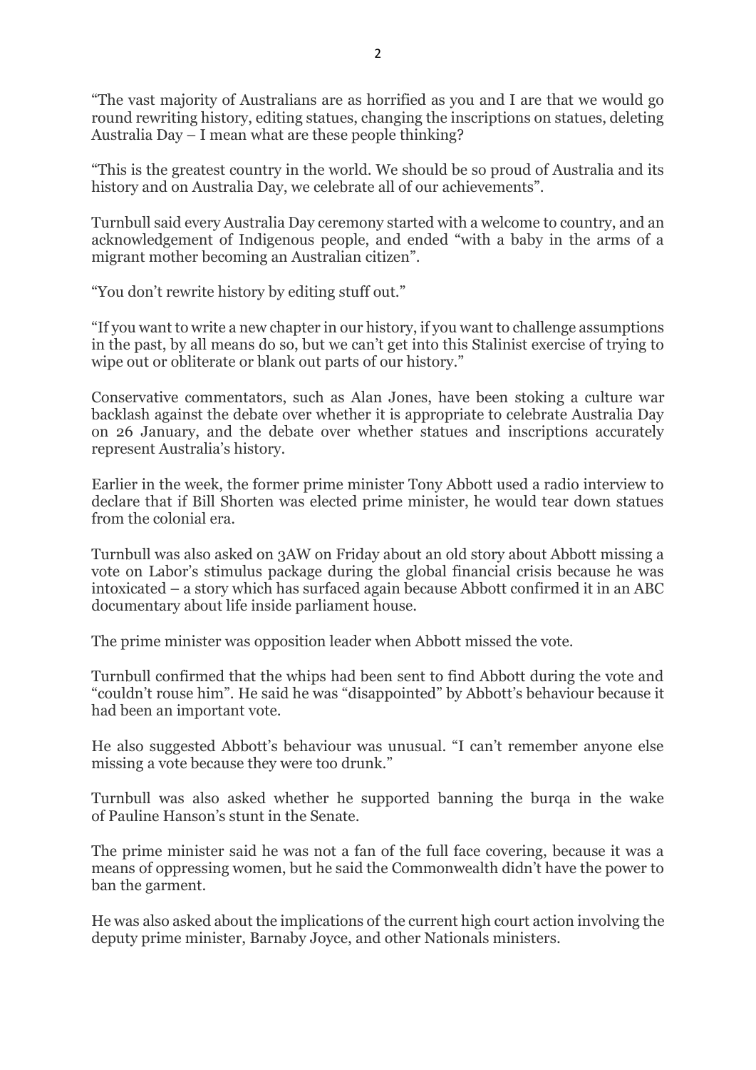"The vast majority of Australians are as horrified as you and I are that we would go round rewriting history, editing statues, changing the inscriptions on statues, deleting Australia Day – I mean what are these people thinking?

"This is the greatest country in the world. We should be so proud of Australia and its history and on Australia Day, we celebrate all of our achievements".

Turnbull said every Australia Day ceremony started with a welcome to country, and an acknowledgement of Indigenous people, and ended "with a baby in the arms of a migrant mother becoming an Australian citizen".

"You don't rewrite history by editing stuff out."

"If you want to write a new chapter in our history, if you want to challenge assumptions in the past, by all means do so, but we can't get into this Stalinist exercise of trying to wipe out or obliterate or blank out parts of our history."

Conservative commentators, such as Alan Jones, have been stoking a culture war backlash against the debate over whether it is appropriate to celebrate Australia Day on 26 January, and the debate over whether statues and inscriptions accurately represent Australia's history.

Earlier in the week, the former prime minister Tony Abbott used a radio interview to declare that if Bill Shorten was elected prime minister, he would tear down statues from the colonial era.

Turnbull was also asked on 3AW on Friday about an old story about Abbott missing a vote on Labor's stimulus package during the global financial crisis because he was intoxicated – a story which has surfaced again because Abbott confirmed it in an ABC documentary about life inside parliament house.

The prime minister was opposition leader when Abbott missed the vote.

Turnbull confirmed that the whips had been sent to find Abbott during the vote and "couldn't rouse him". He said he was "disappointed" by Abbott's behaviour because it had been an important vote.

He also suggested Abbott's behaviour was unusual. "I can't remember anyone else missing a vote because they were too drunk."

Turnbull was also asked whether he supported banning the burqa in the wake of Pauline Hanson's stunt in the Senate.

The prime minister said he was not a fan of the full face covering, because it was a means of oppressing women, but he said the Commonwealth didn't have the power to ban the garment.

He was also asked about the implications of the current high court action involving the deputy prime minister, Barnaby Joyce, and other Nationals ministers.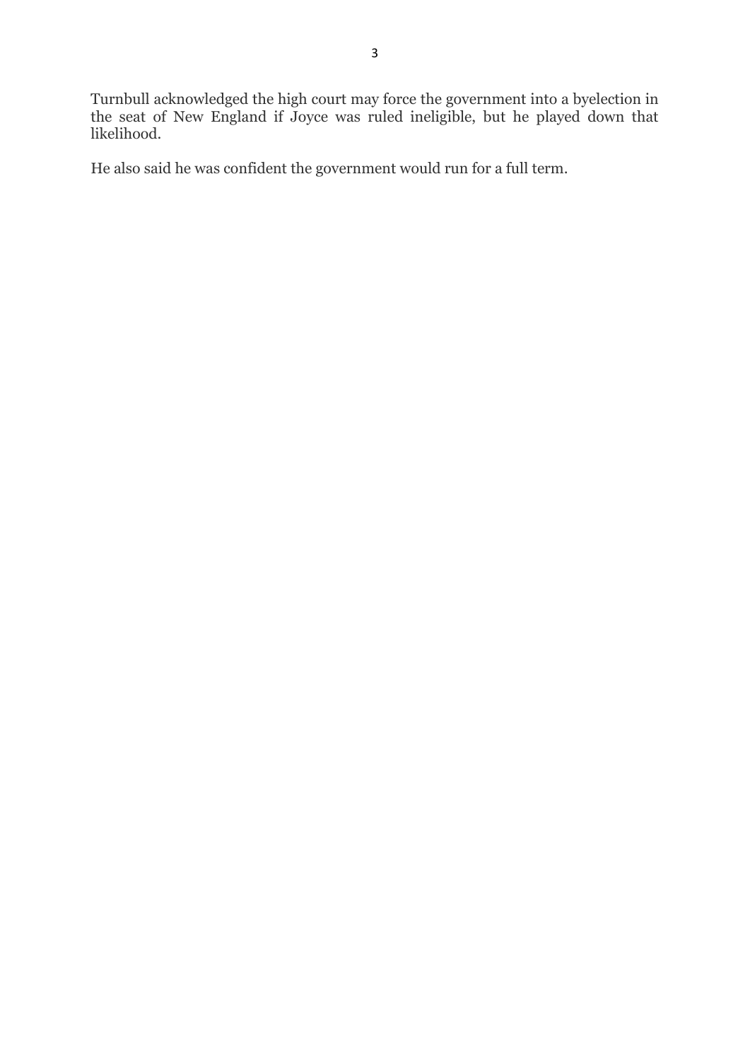Turnbull acknowledged the high court may force the government into a byelection in the seat of New England if Joyce was ruled ineligible, but he played down that likelihood.

He also said he was confident the government would run for a full term.